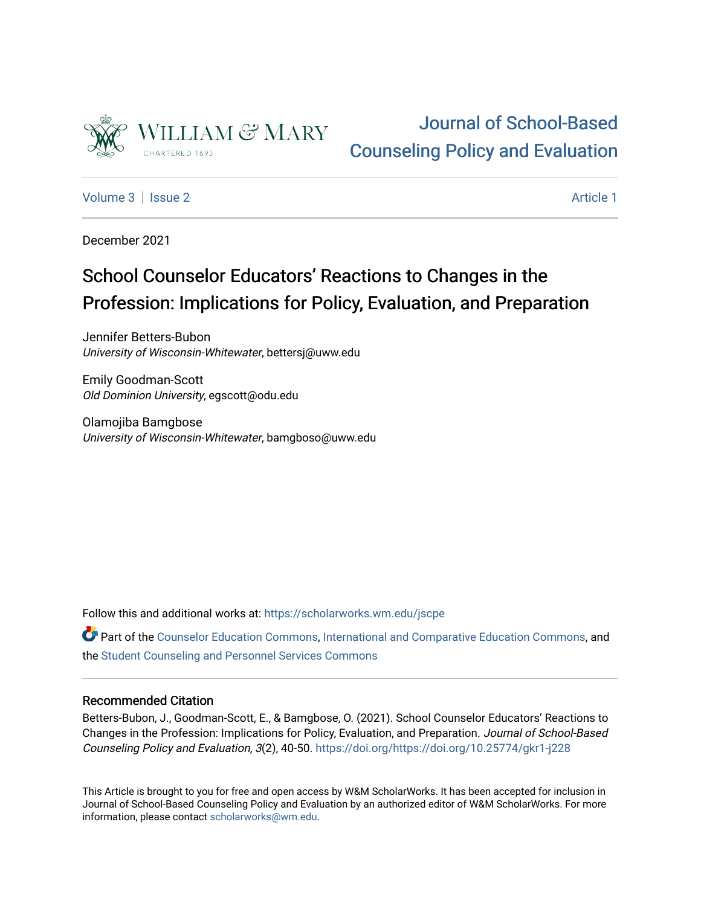# Journal of School-Based Counseling Policy and Evaluation

Volume 3 | Issue 2 Article 1

December 2021

## School Counselor Educators' Reactions to Changes in the Profession: Implications for Policy, Evaluation, and Preparation

Jennifer Betters-Bubon
*University of Wisconsin-Whitewater*, bettersj@uww.edu

Emily Goodman-Scott
*Old Dominion University*, egscott@odu.edu

Olamojiba Bamgbose
*University of Wisconsin-Whitewater*, bamgboso@uww.edu

Follow this and additional works at: https://scholarworks.wm.edu/jscpe

Part of the Counselor Education Commons, International and Comparative Education Commons, and the Student Counseling and Personnel Services Commons

### Recommended Citation

Betters-Bubon, J., Goodman-Scott, E., & Bamgbose, O. (2021). School Counselor Educators' Reactions to Changes in the Profession: Implications for Policy, Evaluation, and Preparation. *Journal of School-Based Counseling Policy and Evaluation, 3*(2), 40-50. https://doi.org/https://doi.org/10.25774/gkr1-j228

This Article is brought to you for free and open access by W&M ScholarWorks. It has been accepted for inclusion in Journal of School-Based Counseling Policy and Evaluation by an authorized editor of W&M ScholarWorks. For more information, please contact scholarworks@wm.edu.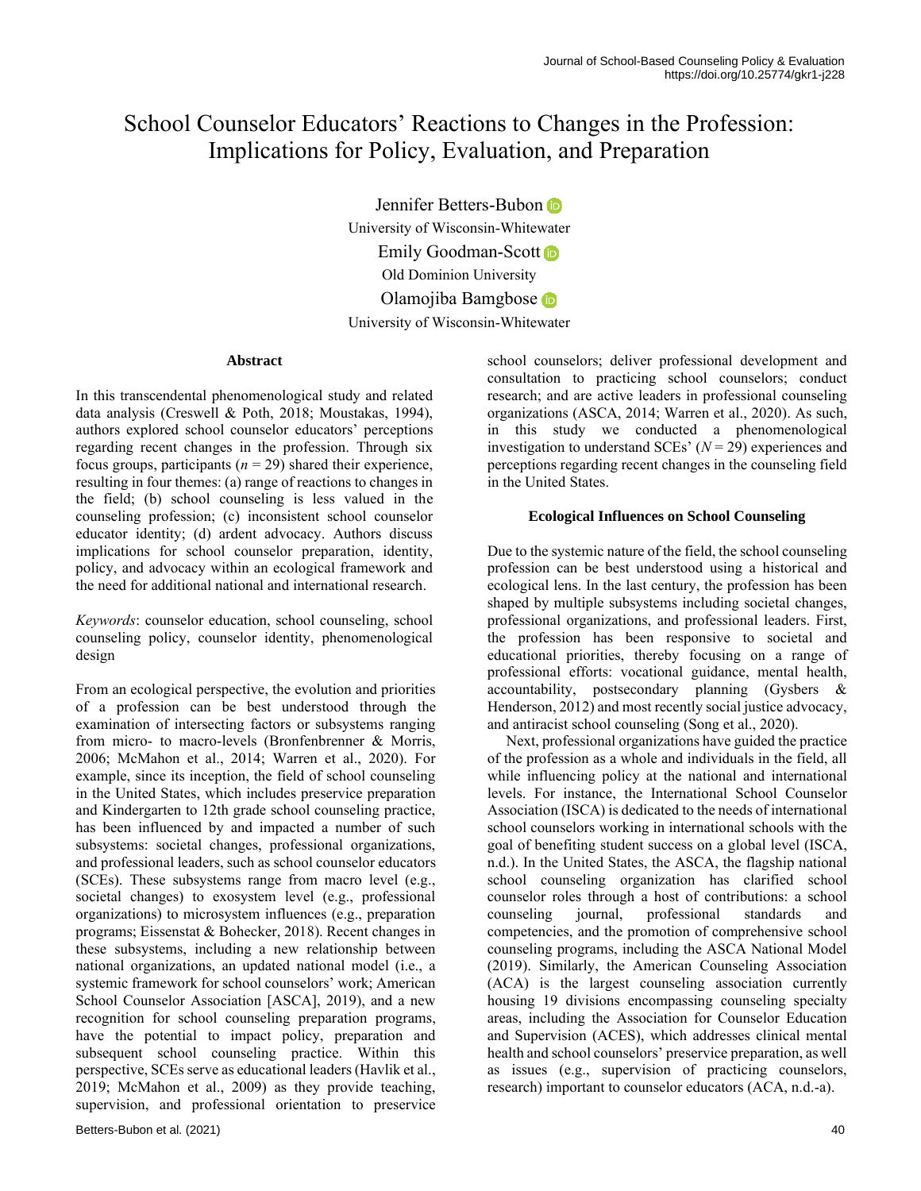# School Counselor Educators' Reactions to Changes in the Profession: Implications for Policy, Evaluation, and Preparation

Jennifer Betters-Bubon
University of Wisconsin-Whitewater

Emily Goodman-Scott
Old Dominion University

Olamojiba Bamgbose
University of Wisconsin-Whitewater

### Abstract

In this transcendental phenomenological study and related data analysis (Creswell & Poth, 2018; Moustakas, 1994), authors explored school counselor educators' perceptions regarding recent changes in the profession. Through six focus groups, participants ($n = 29$) shared their experience, resulting in four themes: (a) range of reactions to changes in the field; (b) school counseling is less valued in the counseling profession; (c) inconsistent school counselor educator identity; (d) ardent advocacy. Authors discuss implications for school counselor preparation, identity, policy, and advocacy within an ecological framework and the need for additional national and international research.

*Keywords*: counselor education, school counseling, school counseling policy, counselor identity, phenomenological design

From an ecological perspective, the evolution and priorities of a profession can be best understood through the examination of intersecting factors or subsystems ranging from micro- to macro-levels (Bronfenbrenner & Morris, 2006; McMahon et al., 2014; Warren et al., 2020). For example, since its inception, the field of school counseling in the United States, which includes preservice preparation and Kindergarten to 12th grade school counseling practice, has been influenced by and impacted a number of such subsystems: societal changes, professional organizations, and professional leaders, such as school counselor educators (SCEs). These subsystems range from macro level (e.g., societal changes) to exosystem level (e.g., professional organizations) to microsystem influences (e.g., preparation programs; Eissenstat & Bohecker, 2018). Recent changes in these subsystems, including a new relationship between national organizations, an updated national model (i.e., a systemic framework for school counselors' work; American School Counselor Association [ASCA], 2019), and a new recognition for school counseling preparation programs, have the potential to impact policy, preparation and subsequent school counseling practice. Within this perspective, SCEs serve as educational leaders (Havlik et al., 2019; McMahon et al., 2009) as they provide teaching, supervision, and professional orientation to preservice school counselors; deliver professional development and consultation to practicing school counselors; conduct research; and are active leaders in professional counseling organizations (ASCA, 2014; Warren et al., 2020). As such, in this study we conducted a phenomenological investigation to understand SCEs' ($N = 29$) experiences and perceptions regarding recent changes in the counseling field in the United States.

### Ecological Influences on School Counseling

Due to the systemic nature of the field, the school counseling profession can be best understood using a historical and ecological lens. In the last century, the profession has been shaped by multiple subsystems including societal changes, professional organizations, and professional leaders. First, the profession has been responsive to societal and educational priorities, thereby focusing on a range of professional efforts: vocational guidance, mental health, accountability, postsecondary planning (Gysbers & Henderson, 2012) and most recently social justice advocacy, and antiracist school counseling (Song et al., 2020).

Next, professional organizations have guided the practice of the profession as a whole and individuals in the field, all while influencing policy at the national and international levels. For instance, the International School Counselor Association (ISCA) is dedicated to the needs of international school counselors working in international schools with the goal of benefiting student success on a global level (ISCA, n.d.). In the United States, the ASCA, the flagship national school counseling organization has clarified school counselor roles through a host of contributions: a school counseling journal, professional standards and competencies, and the promotion of comprehensive school counseling programs, including the ASCA National Model (2019). Similarly, the American Counseling Association (ACA) is the largest counseling association currently housing 19 divisions encompassing counseling specialty areas, including the Association for Counselor Education and Supervision (ACES), which addresses clinical mental health and school counselors' preservice preparation, as well as issues (e.g., supervision of practicing counselors, research) important to counselor educators (ACA, n.d.-a).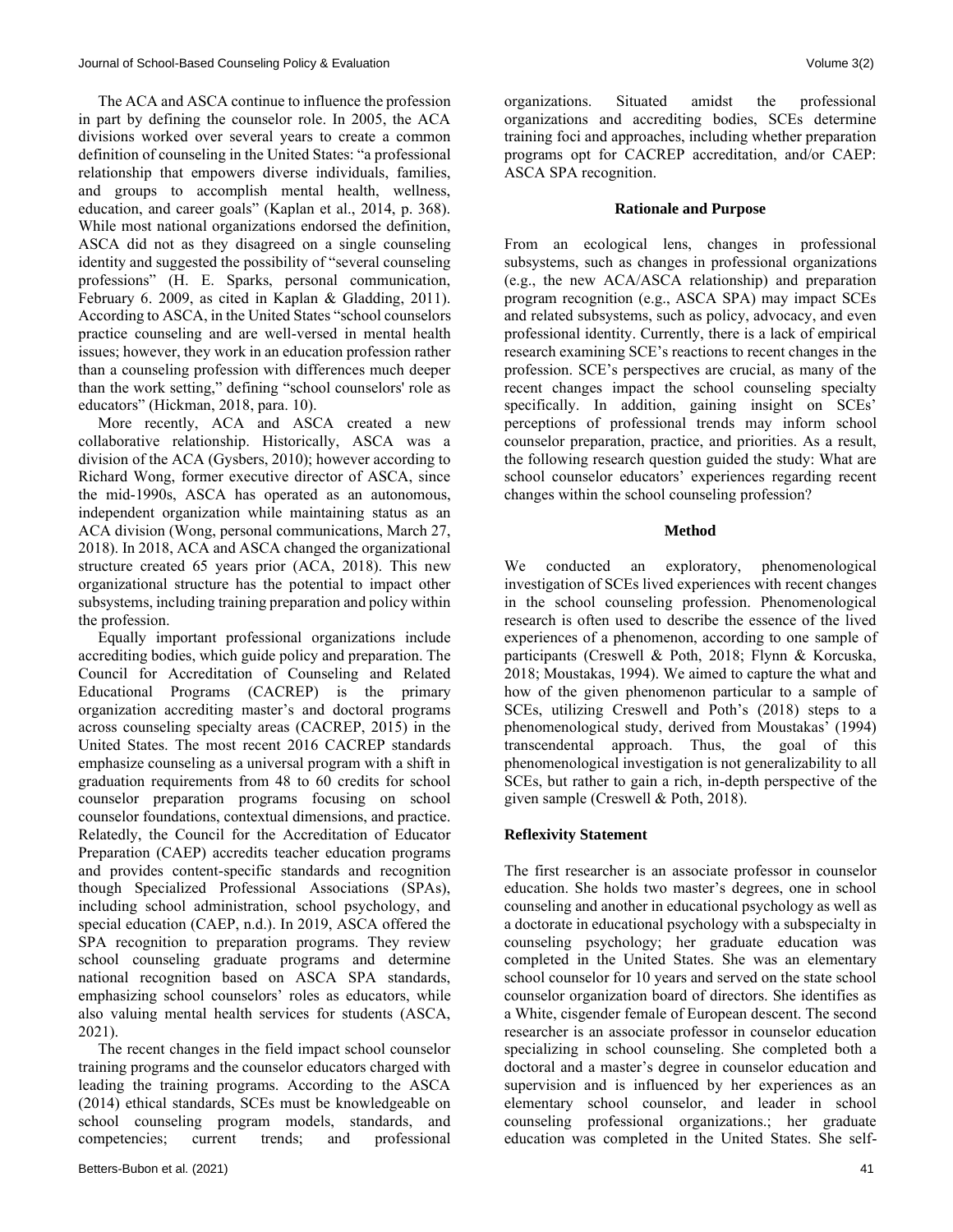The ACA and ASCA continue to influence the profession in part by defining the counselor role. In 2005, the ACA divisions worked over several years to create a common definition of counseling in the United States: "a professional relationship that empowers diverse individuals, families, and groups to accomplish mental health, wellness, education, and career goals" (Kaplan et al., 2014, p. 368). While most national organizations endorsed the definition, ASCA did not as they disagreed on a single counseling identity and suggested the possibility of "several counseling professions" (H. E. Sparks, personal communication, February 6. 2009, as cited in Kaplan & Gladding, 2011). According to ASCA, in the United States "school counselors practice counseling and are well-versed in mental health issues; however, they work in an education profession rather than a counseling profession with differences much deeper than the work setting," defining "school counselors' role as educators" (Hickman, 2018, para. 10).

More recently, ACA and ASCA created a new collaborative relationship. Historically, ASCA was a division of the ACA (Gysbers, 2010); however according to Richard Wong, former executive director of ASCA, since the mid-1990s, ASCA has operated as an autonomous, independent organization while maintaining status as an ACA division (Wong, personal communications, March 27, 2018). In 2018, ACA and ASCA changed the organizational structure created 65 years prior (ACA, 2018). This new organizational structure has the potential to impact other subsystems, including training preparation and policy within the profession.

Equally important professional organizations include accrediting bodies, which guide policy and preparation. The Council for Accreditation of Counseling and Related Educational Programs (CACREP) is the primary organization accrediting master's and doctoral programs across counseling specialty areas (CACREP, 2015) in the United States. The most recent 2016 CACREP standards emphasize counseling as a universal program with a shift in graduation requirements from 48 to 60 credits for school counselor preparation programs focusing on school counselor foundations, contextual dimensions, and practice. Relatedly, the Council for the Accreditation of Educator Preparation (CAEP) accredits teacher education programs and provides content-specific standards and recognition though Specialized Professional Associations (SPAs), including school administration, school psychology, and special education (CAEP, n.d.). In 2019, ASCA offered the SPA recognition to preparation programs. They review school counseling graduate programs and determine national recognition based on ASCA SPA standards, emphasizing school counselors' roles as educators, while also valuing mental health services for students (ASCA, 2021).

The recent changes in the field impact school counselor training programs and the counselor educators charged with leading the training programs. According to the ASCA (2014) ethical standards, SCEs must be knowledgeable on school counseling program models, standards, and competencies; current trends; and professional organizations. Situated amidst the professional organizations and accrediting bodies, SCEs determine training foci and approaches, including whether preparation programs opt for CACREP accreditation, and/or CAEP: ASCA SPA recognition.

## Rationale and Purpose

From an ecological lens, changes in professional subsystems, such as changes in professional organizations (e.g., the new ACA/ASCA relationship) and preparation program recognition (e.g., ASCA SPA) may impact SCEs and related subsystems, such as policy, advocacy, and even professional identity. Currently, there is a lack of empirical research examining SCE's reactions to recent changes in the profession. SCE's perspectives are crucial, as many of the recent changes impact the school counseling specialty specifically. In addition, gaining insight on SCEs' perceptions of professional trends may inform school counselor preparation, practice, and priorities. As a result, the following research question guided the study: What are school counselor educators' experiences regarding recent changes within the school counseling profession?

## Method

We conducted an exploratory, phenomenological investigation of SCEs lived experiences with recent changes in the school counseling profession. Phenomenological research is often used to describe the essence of the lived experiences of a phenomenon, according to one sample of participants (Creswell & Poth, 2018; Flynn & Korcuska, 2018; Moustakas, 1994). We aimed to capture the what and how of the given phenomenon particular to a sample of SCEs, utilizing Creswell and Poth's (2018) steps to a phenomenological study, derived from Moustakas' (1994) transcendental approach. Thus, the goal of this phenomenological investigation is not generalizability to all SCEs, but rather to gain a rich, in-depth perspective of the given sample (Creswell & Poth, 2018).

### Reflexivity Statement

The first researcher is an associate professor in counselor education. She holds two master's degrees, one in school counseling and another in educational psychology as well as a doctorate in educational psychology with a subspecialty in counseling psychology; her graduate education was completed in the United States. She was an elementary school counselor for 10 years and served on the state school counselor organization board of directors. She identifies as a White, cisgender female of European descent. The second researcher is an associate professor in counselor education specializing in school counseling. She completed both a doctoral and a master's degree in counselor education and supervision and is influenced by her experiences as an elementary school counselor, and leader in school counseling professional organizations.; her graduate education was completed in the United States. She self-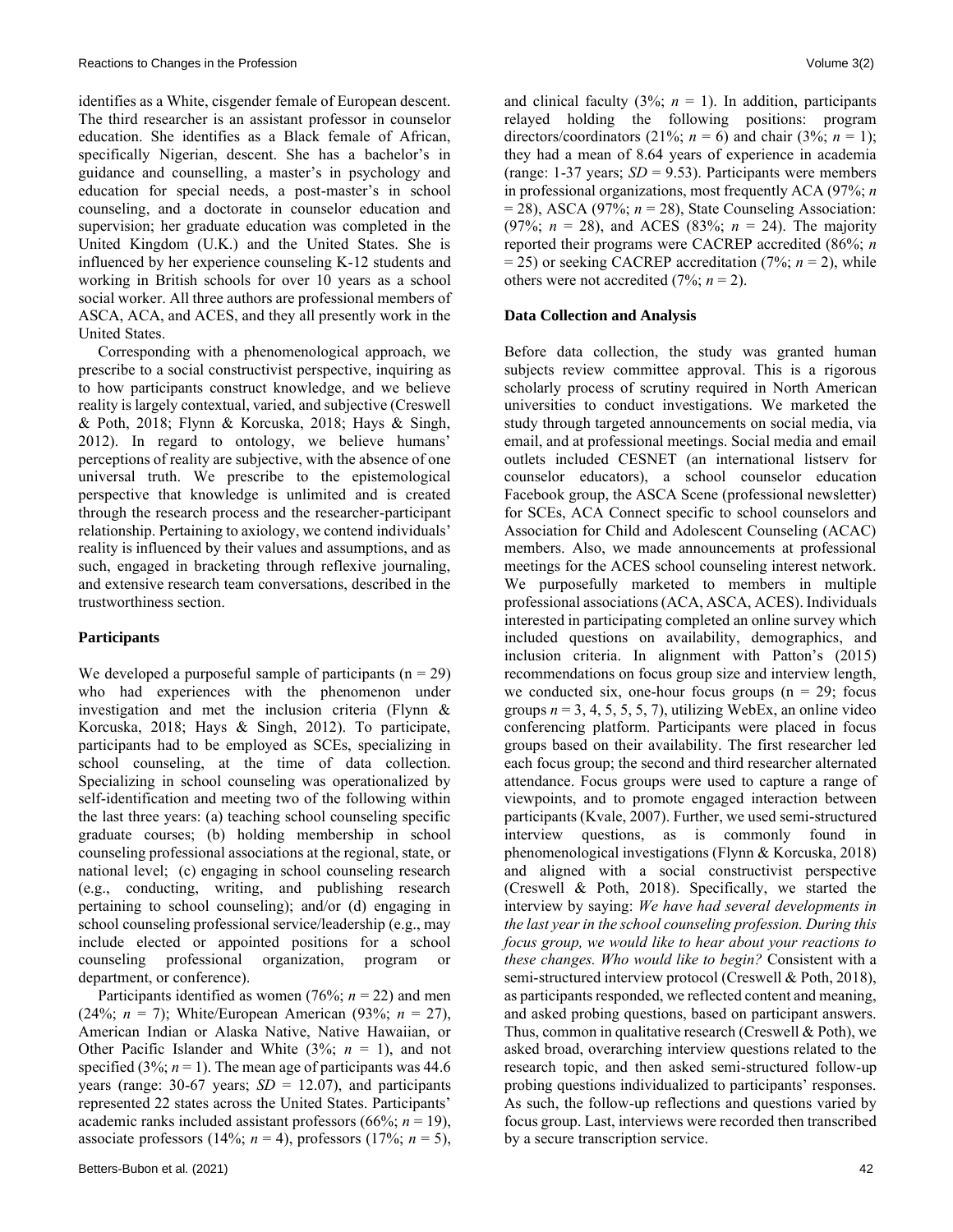identifies as a White, cisgender female of European descent. The third researcher is an assistant professor in counselor education. She identifies as a Black female of African, specifically Nigerian, descent. She has a bachelor's in guidance and counselling, a master's in psychology and education for special needs, a post-master's in school counseling, and a doctorate in counselor education and supervision; her graduate education was completed in the United Kingdom (U.K.) and the United States. She is influenced by her experience counseling K-12 students and working in British schools for over 10 years as a school social worker. All three authors are professional members of ASCA, ACA, and ACES, and they all presently work in the United States.

Corresponding with a phenomenological approach, we prescribe to a social constructivist perspective, inquiring as to how participants construct knowledge, and we believe reality is largely contextual, varied, and subjective (Creswell & Poth, 2018; Flynn & Korcuska, 2018; Hays & Singh, 2012). In regard to ontology, we believe humans' perceptions of reality are subjective, with the absence of one universal truth. We prescribe to the epistemological perspective that knowledge is unlimited and is created through the research process and the researcher-participant relationship. Pertaining to axiology, we contend individuals' reality is influenced by their values and assumptions, and as such, engaged in bracketing through reflexive journaling, and extensive research team conversations, described in the trustworthiness section.

## Participants

We developed a purposeful sample of participants (n = 29) who had experiences with the phenomenon under investigation and met the inclusion criteria (Flynn & Korcuska, 2018; Hays & Singh, 2012). To participate, participants had to be employed as SCEs, specializing in school counseling, at the time of data collection. Specializing in school counseling was operationalized by self-identification and meeting two of the following within the last three years: (a) teaching school counseling specific graduate courses; (b) holding membership in school counseling professional associations at the regional, state, or national level; (c) engaging in school counseling research (e.g., conducting, writing, and publishing research pertaining to school counseling); and/or (d) engaging in school counseling professional service/leadership (e.g., may include elected or appointed positions for a school counseling professional organization, program or department, or conference).

Participants identified as women (76%; *n* = 22) and men (24%; *n* = 7); White/European American (93%; *n* = 27), American Indian or Alaska Native, Native Hawaiian, or Other Pacific Islander and White (3%; *n* = 1), and not specified (3%; *n* = 1). The mean age of participants was 44.6 years (range: 30-67 years; *SD* = 12.07), and participants represented 22 states across the United States. Participants' academic ranks included assistant professors (66%; *n* = 19), associate professors (14%; *n* = 4), professors (17%; *n* = 5), and clinical faculty (3%; *n* = 1). In addition, participants relayed holding the following positions: program directors/coordinators (21%; *n* = 6) and chair (3%; *n* = 1); they had a mean of 8.64 years of experience in academia (range: 1-37 years; *SD* = 9.53). Participants were members in professional organizations, most frequently ACA (97%; *n* = 28), ASCA (97%; *n* = 28), State Counseling Association: (97%; *n* = 28), and ACES (83%; *n* = 24). The majority reported their programs were CACREP accredited (86%; *n* = 25) or seeking CACREP accreditation (7%; *n* = 2), while others were not accredited (7%; *n* = 2).

## Data Collection and Analysis

Before data collection, the study was granted human subjects review committee approval. This is a rigorous scholarly process of scrutiny required in North American universities to conduct investigations. We marketed the study through targeted announcements on social media, via email, and at professional meetings. Social media and email outlets included CESNET (an international listserv for counselor educators), a school counselor education Facebook group, the ASCA Scene (professional newsletter) for SCEs, ACA Connect specific to school counselors and Association for Child and Adolescent Counseling (ACAC) members. Also, we made announcements at professional meetings for the ACES school counseling interest network. We purposefully marketed to members in multiple professional associations (ACA, ASCA, ACES). Individuals interested in participating completed an online survey which included questions on availability, demographics, and inclusion criteria. In alignment with Patton's (2015) recommendations on focus group size and interview length, we conducted six, one-hour focus groups (n = 29; focus groups *n* = 3, 4, 5, 5, 5, 7), utilizing WebEx, an online video conferencing platform. Participants were placed in focus groups based on their availability. The first researcher led each focus group; the second and third researcher alternated attendance. Focus groups were used to capture a range of viewpoints, and to promote engaged interaction between participants (Kvale, 2007). Further, we used semi-structured interview questions, as is commonly found in phenomenological investigations (Flynn & Korcuska, 2018) and aligned with a social constructivist perspective (Creswell & Poth, 2018). Specifically, we started the interview by saying: *We have had several developments in the last year in the school counseling profession. During this focus group, we would like to hear about your reactions to these changes. Who would like to begin?* Consistent with a semi-structured interview protocol (Creswell & Poth, 2018), as participants responded, we reflected content and meaning, and asked probing questions, based on participant answers. Thus, common in qualitative research (Creswell & Poth), we asked broad, overarching interview questions related to the research topic, and then asked semi-structured follow-up probing questions individualized to participants' responses. As such, the follow-up reflections and questions varied by focus group. Last, interviews were recorded then transcribed by a secure transcription service.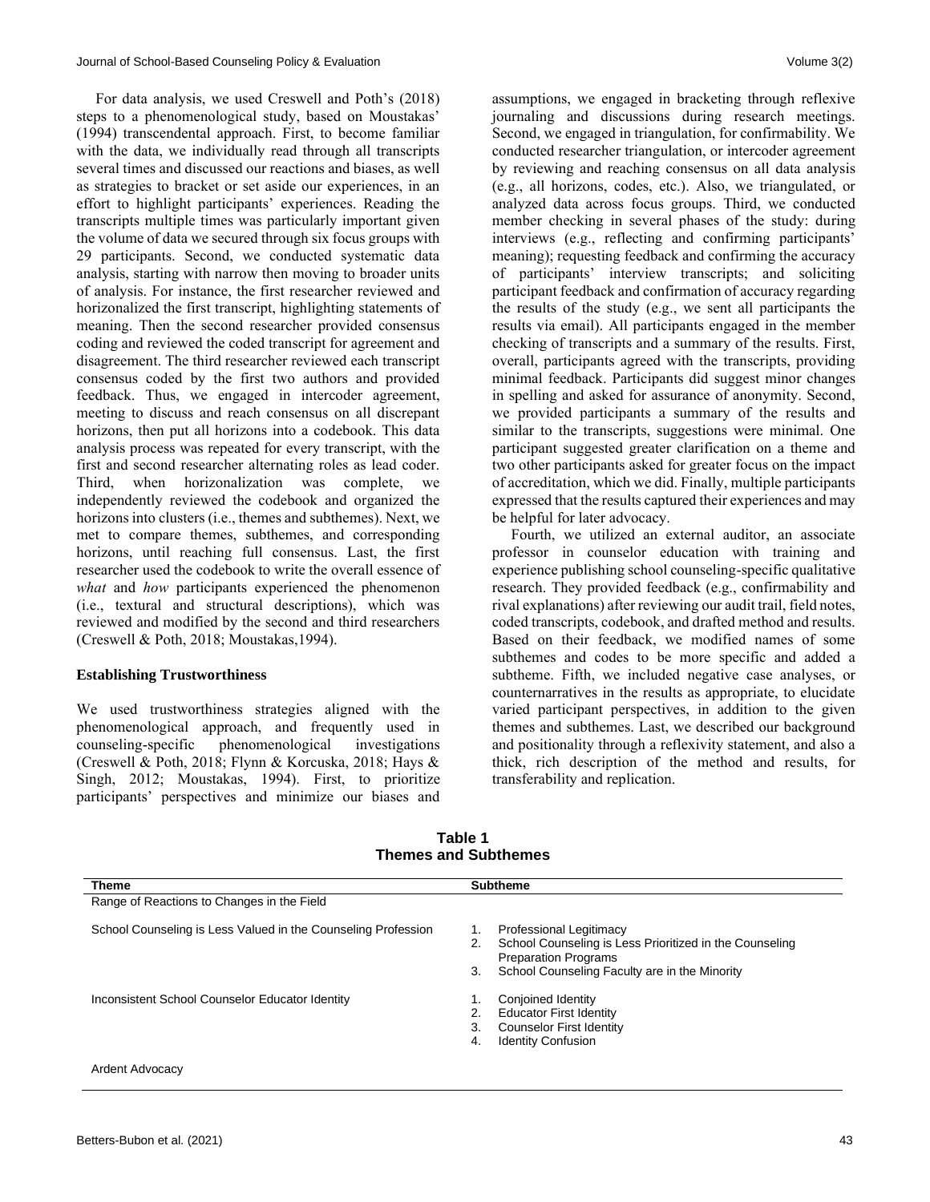For data analysis, we used Creswell and Poth's (2018) steps to a phenomenological study, based on Moustakas' (1994) transcendental approach. First, to become familiar with the data, we individually read through all transcripts several times and discussed our reactions and biases, as well as strategies to bracket or set aside our experiences, in an effort to highlight participants' experiences. Reading the transcripts multiple times was particularly important given the volume of data we secured through six focus groups with 29 participants. Second, we conducted systematic data analysis, starting with narrow then moving to broader units of analysis. For instance, the first researcher reviewed and horizonalized the first transcript, highlighting statements of meaning. Then the second researcher provided consensus coding and reviewed the coded transcript for agreement and disagreement. The third researcher reviewed each transcript consensus coded by the first two authors and provided feedback. Thus, we engaged in intercoder agreement, meeting to discuss and reach consensus on all discrepant horizons, then put all horizons into a codebook. This data analysis process was repeated for every transcript, with the first and second researcher alternating roles as lead coder. Third, when horizonalization was complete, we independently reviewed the codebook and organized the horizons into clusters (i.e., themes and subthemes). Next, we met to compare themes, subthemes, and corresponding horizons, until reaching full consensus. Last, the first researcher used the codebook to write the overall essence of *what* and *how* participants experienced the phenomenon (i.e., textural and structural descriptions), which was reviewed and modified by the second and third researchers (Creswell & Poth, 2018; Moustakas,1994).

### Establishing Trustworthiness

We used trustworthiness strategies aligned with the phenomenological approach, and frequently used in counseling-specific phenomenological investigations (Creswell & Poth, 2018; Flynn & Korcuska, 2018; Hays & Singh, 2012; Moustakas, 1994). First, to prioritize participants' perspectives and minimize our biases and assumptions, we engaged in bracketing through reflexive journaling and discussions during research meetings. Second, we engaged in triangulation, for confirmability. We conducted researcher triangulation, or intercoder agreement by reviewing and reaching consensus on all data analysis (e.g., all horizons, codes, etc.). Also, we triangulated, or analyzed data across focus groups. Third, we conducted member checking in several phases of the study: during interviews (e.g., reflecting and confirming participants' meaning); requesting feedback and confirming the accuracy of participants' interview transcripts; and soliciting participant feedback and confirmation of accuracy regarding the results of the study (e.g., we sent all participants the results via email). All participants engaged in the member checking of transcripts and a summary of the results. First, overall, participants agreed with the transcripts, providing minimal feedback. Participants did suggest minor changes in spelling and asked for assurance of anonymity. Second, we provided participants a summary of the results and similar to the transcripts, suggestions were minimal. One participant suggested greater clarification on a theme and two other participants asked for greater focus on the impact of accreditation, which we did. Finally, multiple participants expressed that the results captured their experiences and may be helpful for later advocacy.

Fourth, we utilized an external auditor, an associate professor in counselor education with training and experience publishing school counseling-specific qualitative research. They provided feedback (e.g., confirmability and rival explanations) after reviewing our audit trail, field notes, coded transcripts, codebook, and drafted method and results. Based on their feedback, we modified names of some subthemes and codes to be more specific and added a subtheme. Fifth, we included negative case analyses, or counternarratives in the results as appropriate, to elucidate varied participant perspectives, in addition to the given themes and subthemes. Last, we described our background and positionality through a reflexivity statement, and also a thick, rich description of the method and results, for transferability and replication.

**Table 1**
**Themes and Subthemes**

| Theme | Subtheme |
|---|---|
| Range of Reactions to Changes in the Field | |
| School Counseling is Less Valued in the Counseling Profession | 1. Professional Legitimacy<br>2. School Counseling is Less Prioritized in the Counseling Preparation Programs<br>3. School Counseling Faculty are in the Minority |
| Inconsistent School Counselor Educator Identity | 1. Conjoined Identity<br>2. Educator First Identity<br>3. Counselor First Identity<br>4. Identity Confusion |
| Ardent Advocacy | |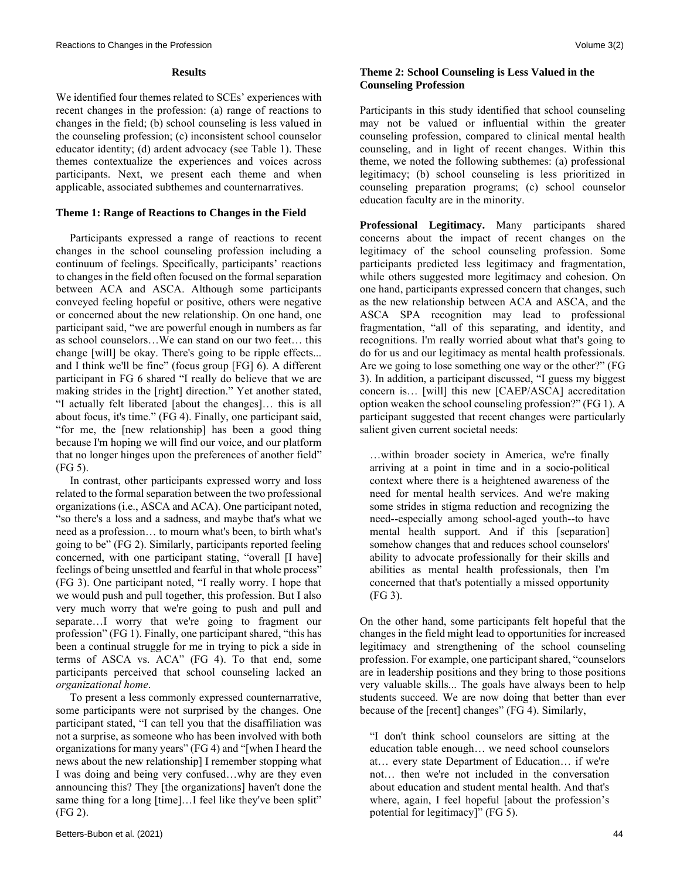## Results

We identified four themes related to SCEs' experiences with recent changes in the profession: (a) range of reactions to changes in the field; (b) school counseling is less valued in the counseling profession; (c) inconsistent school counselor educator identity; (d) ardent advocacy (see Table 1). These themes contextualize the experiences and voices across participants. Next, we present each theme and when applicable, associated subthemes and counternarratives.

### Theme 1: Range of Reactions to Changes in the Field

Participants expressed a range of reactions to recent changes in the school counseling profession including a continuum of feelings. Specifically, participants' reactions to changes in the field often focused on the formal separation between ACA and ASCA. Although some participants conveyed feeling hopeful or positive, others were negative or concerned about the new relationship. On one hand, one participant said, "we are powerful enough in numbers as far as school counselors…We can stand on our two feet… this change [will] be okay. There's going to be ripple effects... and I think we'll be fine" (focus group [FG] 6). A different participant in FG 6 shared "I really do believe that we are making strides in the [right] direction." Yet another stated, "I actually felt liberated [about the changes]… this is all about focus, it's time." (FG 4). Finally, one participant said, "for me, the [new relationship] has been a good thing because I'm hoping we will find our voice, and our platform that no longer hinges upon the preferences of another field" (FG 5).

In contrast, other participants expressed worry and loss related to the formal separation between the two professional organizations (i.e., ASCA and ACA). One participant noted, "so there's a loss and a sadness, and maybe that's what we need as a profession… to mourn what's been, to birth what's going to be" (FG 2). Similarly, participants reported feeling concerned, with one participant stating, "overall [I have] feelings of being unsettled and fearful in that whole process" (FG 3). One participant noted, "I really worry. I hope that we would push and pull together, this profession. But I also very much worry that we're going to push and pull and separate…I worry that we're going to fragment our profession" (FG 1). Finally, one participant shared, "this has been a continual struggle for me in trying to pick a side in terms of ASCA vs. ACA" (FG 4). To that end, some participants perceived that school counseling lacked an *organizational home*.

To present a less commonly expressed counternarrative, some participants were not surprised by the changes. One participant stated, "I can tell you that the disaffiliation was not a surprise, as someone who has been involved with both organizations for many years" (FG 4) and "[when I heard the news about the new relationship] I remember stopping what I was doing and being very confused…why are they even announcing this? They [the organizations] haven't done the same thing for a long [time]…I feel like they've been split" (FG 2).

### Theme 2: School Counseling is Less Valued in the Counseling Profession

Participants in this study identified that school counseling may not be valued or influential within the greater counseling profession, compared to clinical mental health counseling, and in light of recent changes. Within this theme, we noted the following subthemes: (a) professional legitimacy; (b) school counseling is less prioritized in counseling preparation programs; (c) school counselor education faculty are in the minority.

**Professional Legitimacy.** Many participants shared concerns about the impact of recent changes on the legitimacy of the school counseling profession. Some participants predicted less legitimacy and fragmentation, while others suggested more legitimacy and cohesion. On one hand, participants expressed concern that changes, such as the new relationship between ACA and ASCA, and the ASCA SPA recognition may lead to professional fragmentation, "all of this separating, and identity, and recognitions. I'm really worried about what that's going to do for us and our legitimacy as mental health professionals. Are we going to lose something one way or the other?" (FG 3). In addition, a participant discussed, "I guess my biggest concern is… [will] this new [CAEP/ASCA] accreditation option weaken the school counseling profession?" (FG 1). A participant suggested that recent changes were particularly salient given current societal needs:

> …within broader society in America, we're finally arriving at a point in time and in a socio-political context where there is a heightened awareness of the need for mental health services. And we're making some strides in stigma reduction and recognizing the need--especially among school-aged youth--to have mental health support. And if this [separation] somehow changes that and reduces school counselors' ability to advocate professionally for their skills and abilities as mental health professionals, then I'm concerned that that's potentially a missed opportunity (FG 3).

On the other hand, some participants felt hopeful that the changes in the field might lead to opportunities for increased legitimacy and strengthening of the school counseling profession. For example, one participant shared, "counselors are in leadership positions and they bring to those positions very valuable skills... The goals have always been to help students succeed. We are now doing that better than ever because of the [recent] changes" (FG 4). Similarly,

> "I don't think school counselors are sitting at the education table enough… we need school counselors at… every state Department of Education… if we're not… then we're not included in the conversation about education and student mental health. And that's where, again, I feel hopeful [about the profession's potential for legitimacy]" (FG 5).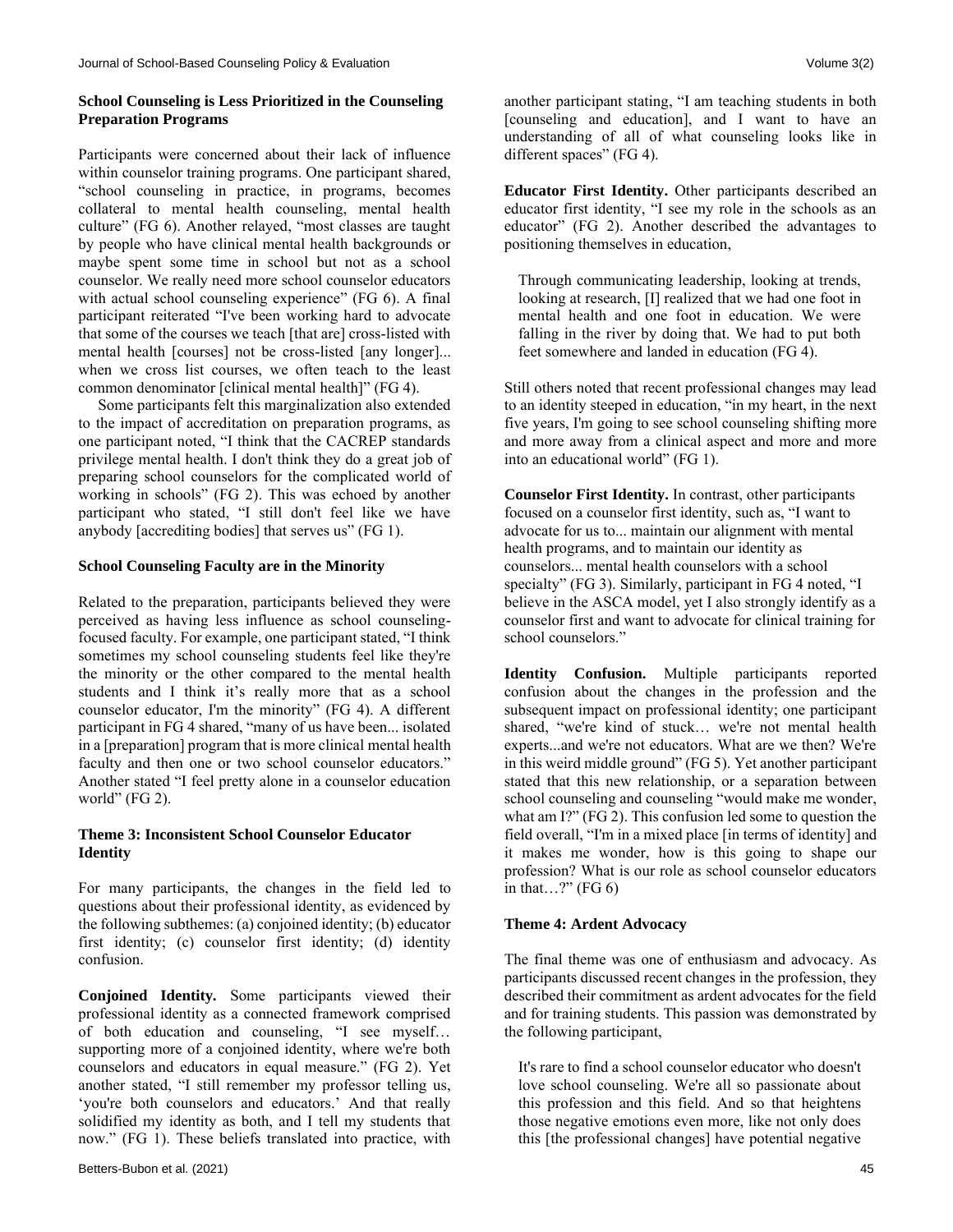### School Counseling is Less Prioritized in the Counseling Preparation Programs

Participants were concerned about their lack of influence within counselor training programs. One participant shared, "school counseling in practice, in programs, becomes collateral to mental health counseling, mental health culture" (FG 6). Another relayed, "most classes are taught by people who have clinical mental health backgrounds or maybe spent some time in school but not as a school counselor. We really need more school counselor educators with actual school counseling experience" (FG 6). A final participant reiterated "I've been working hard to advocate that some of the courses we teach [that are] cross-listed with mental health [courses] not be cross-listed [any longer]... when we cross list courses, we often teach to the least common denominator [clinical mental health]" (FG 4).

Some participants felt this marginalization also extended to the impact of accreditation on preparation programs, as one participant noted, "I think that the CACREP standards privilege mental health. I don't think they do a great job of preparing school counselors for the complicated world of working in schools" (FG 2). This was echoed by another participant who stated, "I still don't feel like we have anybody [accrediting bodies] that serves us" (FG 1).

### School Counseling Faculty are in the Minority

Related to the preparation, participants believed they were perceived as having less influence as school counseling-focused faculty. For example, one participant stated, "I think sometimes my school counseling students feel like they're the minority or the other compared to the mental health students and I think it's really more that as a school counselor educator, I'm the minority" (FG 4). A different participant in FG 4 shared, "many of us have been... isolated in a [preparation] program that is more clinical mental health faculty and then one or two school counselor educators." Another stated "I feel pretty alone in a counselor education world" (FG 2).

### Theme 3: Inconsistent School Counselor Educator Identity

For many participants, the changes in the field led to questions about their professional identity, as evidenced by the following subthemes: (a) conjoined identity; (b) educator first identity; (c) counselor first identity; (d) identity confusion.

**Conjoined Identity.** Some participants viewed their professional identity as a connected framework comprised of both education and counseling, "I see myself… supporting more of a conjoined identity, where we're both counselors and educators in equal measure." (FG 2). Yet another stated, "I still remember my professor telling us, 'you're both counselors and educators.' And that really solidified my identity as both, and I tell my students that now." (FG 1). These beliefs translated into practice, with another participant stating, "I am teaching students in both [counseling and education], and I want to have an understanding of all of what counseling looks like in different spaces" (FG 4).

**Educator First Identity.** Other participants described an educator first identity, "I see my role in the schools as an educator" (FG 2). Another described the advantages to positioning themselves in education,

> Through communicating leadership, looking at trends, looking at research, [I] realized that we had one foot in mental health and one foot in education. We were falling in the river by doing that. We had to put both feet somewhere and landed in education (FG 4).

Still others noted that recent professional changes may lead to an identity steeped in education, "in my heart, in the next five years, I'm going to see school counseling shifting more and more away from a clinical aspect and more and more into an educational world" (FG 1).

**Counselor First Identity.** In contrast, other participants focused on a counselor first identity, such as, "I want to advocate for us to... maintain our alignment with mental health programs, and to maintain our identity as counselors... mental health counselors with a school specialty" (FG 3). Similarly, participant in FG 4 noted, "I believe in the ASCA model, yet I also strongly identify as a counselor first and want to advocate for clinical training for school counselors."

**Identity Confusion.** Multiple participants reported confusion about the changes in the profession and the subsequent impact on professional identity; one participant shared, "we're kind of stuck… we're not mental health experts...and we're not educators. What are we then? We're in this weird middle ground" (FG 5). Yet another participant stated that this new relationship, or a separation between school counseling and counseling "would make me wonder, what am I?" (FG 2). This confusion led some to question the field overall, "I'm in a mixed place [in terms of identity] and it makes me wonder, how is this going to shape our profession? What is our role as school counselor educators in that…?" (FG 6)

### Theme 4: Ardent Advocacy

The final theme was one of enthusiasm and advocacy. As participants discussed recent changes in the profession, they described their commitment as ardent advocates for the field and for training students. This passion was demonstrated by the following participant,

> It's rare to find a school counselor educator who doesn't love school counseling. We're all so passionate about this profession and this field. And so that heightens those negative emotions even more, like not only does this [the professional changes] have potential negative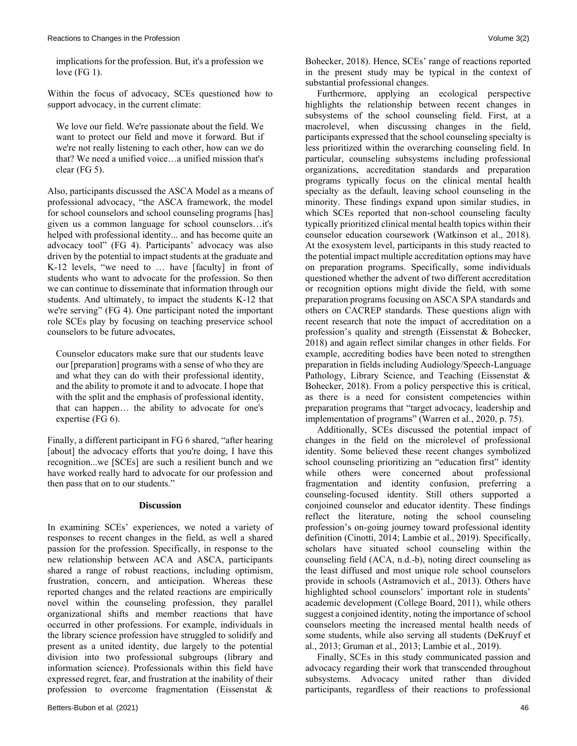implications for the profession. But, it's a profession we love (FG 1).

Within the focus of advocacy, SCEs questioned how to support advocacy, in the current climate:

> We love our field. We're passionate about the field. We want to protect our field and move it forward. But if we're not really listening to each other, how can we do that? We need a unified voice…a unified mission that's clear (FG 5).

Also, participants discussed the ASCA Model as a means of professional advocacy, "the ASCA framework, the model for school counselors and school counseling programs [has] given us a common language for school counselors…it's helped with professional identity... and has become quite an advocacy tool" (FG 4). Participants' advocacy was also driven by the potential to impact students at the graduate and K-12 levels, "we need to … have [faculty] in front of students who want to advocate for the profession. So then we can continue to disseminate that information through our students. And ultimately, to impact the students K-12 that we're serving" (FG 4). One participant noted the important role SCEs play by focusing on teaching preservice school counselors to be future advocates,

> Counselor educators make sure that our students leave our [preparation] programs with a sense of who they are and what they can do with their professional identity, and the ability to promote it and to advocate. I hope that with the split and the emphasis of professional identity, that can happen… the ability to advocate for one's expertise (FG 6).

Finally, a different participant in FG 6 shared, "after hearing [about] the advocacy efforts that you're doing, I have this recognition...we [SCEs] are such a resilient bunch and we have worked really hard to advocate for our profession and then pass that on to our students."

## Discussion

In examining SCEs' experiences, we noted a variety of responses to recent changes in the field, as well a shared passion for the profession. Specifically, in response to the new relationship between ACA and ASCA, participants shared a range of robust reactions, including optimism, frustration, concern, and anticipation. Whereas these reported changes and the related reactions are empirically novel within the counseling profession, they parallel organizational shifts and member reactions that have occurred in other professions. For example, individuals in the library science profession have struggled to solidify and present as a united identity, due largely to the potential division into two professional subgroups (library and information science). Professionals within this field have expressed regret, fear, and frustration at the inability of their profession to overcome fragmentation (Eissenstat & Bohecker, 2018). Hence, SCEs' range of reactions reported in the present study may be typical in the context of substantial professional changes.

Furthermore, applying an ecological perspective highlights the relationship between recent changes in subsystems of the school counseling field. First, at a macrolevel, when discussing changes in the field, participants expressed that the school counseling specialty is less prioritized within the overarching counseling field. In particular, counseling subsystems including professional organizations, accreditation standards and preparation programs typically focus on the clinical mental health specialty as the default, leaving school counseling in the minority. These findings expand upon similar studies, in which SCEs reported that non-school counseling faculty typically prioritized clinical mental health topics within their counselor education coursework (Watkinson et al., 2018). At the exosystem level, participants in this study reacted to the potential impact multiple accreditation options may have on preparation programs. Specifically, some individuals questioned whether the advent of two different accreditation or recognition options might divide the field, with some preparation programs focusing on ASCA SPA standards and others on CACREP standards. These questions align with recent research that note the impact of accreditation on a profession's quality and strength (Eissenstat & Bohecker, 2018) and again reflect similar changes in other fields. For example, accrediting bodies have been noted to strengthen preparation in fields including Audiology/Speech-Language Pathology, Library Science, and Teaching (Eissenstat & Bohecker, 2018). From a policy perspective this is critical, as there is a need for consistent competencies within preparation programs that "target advocacy, leadership and implementation of programs" (Warren et al., 2020, p. 75).

Additionally, SCEs discussed the potential impact of changes in the field on the microlevel of professional identity. Some believed these recent changes symbolized school counseling prioritizing an "education first" identity while others were concerned about professional fragmentation and identity confusion, preferring a counseling-focused identity. Still others supported a conjoined counselor and educator identity. These findings reflect the literature, noting the school counseling profession's on-going journey toward professional identity definition (Cinotti, 2014; Lambie et al., 2019). Specifically, scholars have situated school counseling within the counseling field (ACA, n.d.-b), noting direct counseling as the least diffused and most unique role school counselors provide in schools (Astramovich et al., 2013). Others have highlighted school counselors' important role in students' academic development (College Board, 2011), while others suggest a conjoined identity, noting the importance of school counselors meeting the increased mental health needs of some students, while also serving all students (DeKruyf et al., 2013; Gruman et al., 2013; Lambie et al., 2019).

Finally, SCEs in this study communicated passion and advocacy regarding their work that transcended throughout subsystems. Advocacy united rather than divided participants, regardless of their reactions to professional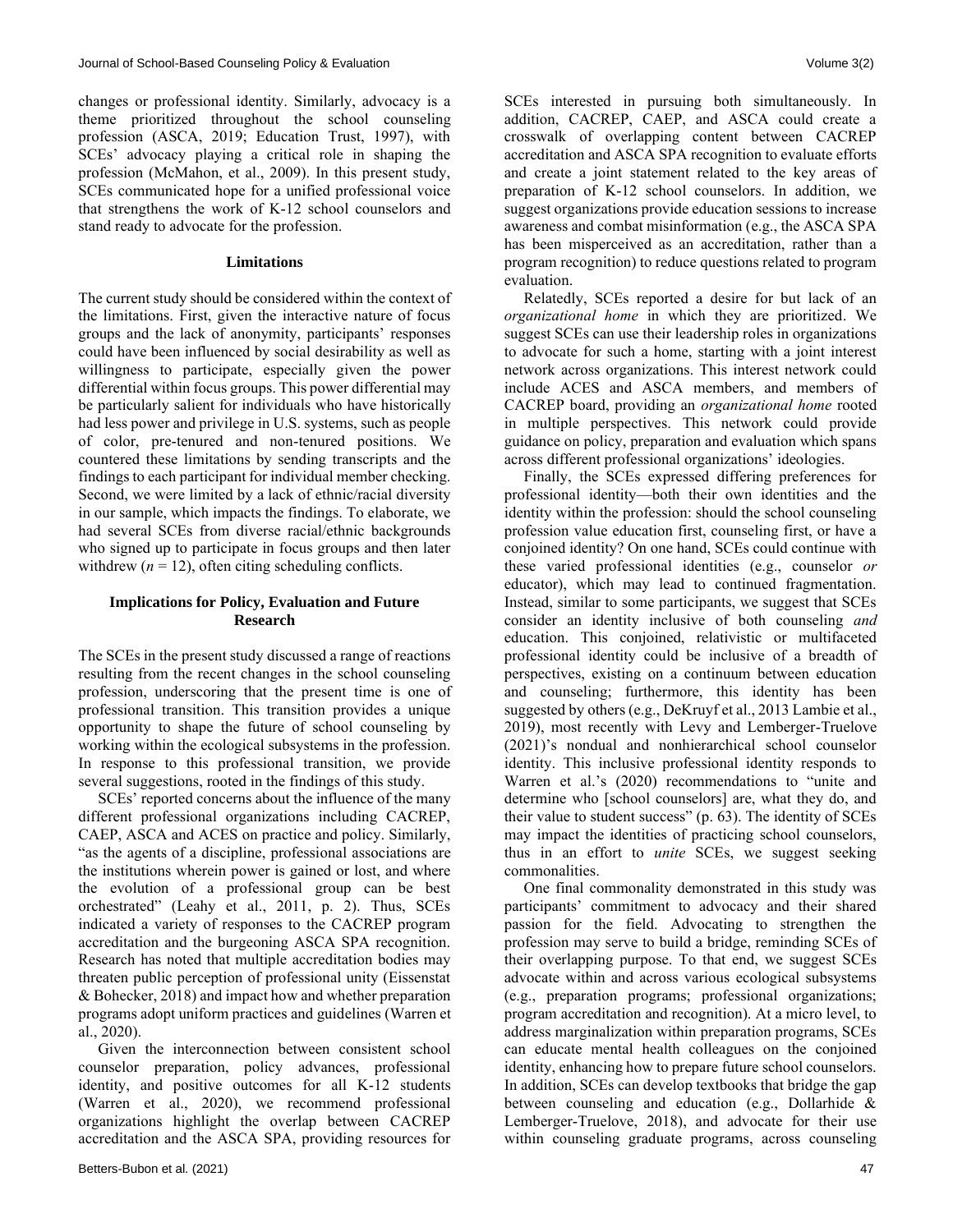changes or professional identity. Similarly, advocacy is a theme prioritized throughout the school counseling profession (ASCA, 2019; Education Trust, 1997), with SCEs' advocacy playing a critical role in shaping the profession (McMahon, et al., 2009). In this present study, SCEs communicated hope for a unified professional voice that strengthens the work of K-12 school counselors and stand ready to advocate for the profession.

## Limitations

The current study should be considered within the context of the limitations. First, given the interactive nature of focus groups and the lack of anonymity, participants' responses could have been influenced by social desirability as well as willingness to participate, especially given the power differential within focus groups. This power differential may be particularly salient for individuals who have historically had less power and privilege in U.S. systems, such as people of color, pre-tenured and non-tenured positions. We countered these limitations by sending transcripts and the findings to each participant for individual member checking. Second, we were limited by a lack of ethnic/racial diversity in our sample, which impacts the findings. To elaborate, we had several SCEs from diverse racial/ethnic backgrounds who signed up to participate in focus groups and then later withdrew ($n = 12$), often citing scheduling conflicts.

## Implications for Policy, Evaluation and Future Research

The SCEs in the present study discussed a range of reactions resulting from the recent changes in the school counseling profession, underscoring that the present time is one of professional transition. This transition provides a unique opportunity to shape the future of school counseling by working within the ecological subsystems in the profession. In response to this professional transition, we provide several suggestions, rooted in the findings of this study.

SCEs' reported concerns about the influence of the many different professional organizations including CACREP, CAEP, ASCA and ACES on practice and policy. Similarly, "as the agents of a discipline, professional associations are the institutions wherein power is gained or lost, and where the evolution of a professional group can be best orchestrated" (Leahy et al., 2011, p. 2). Thus, SCEs indicated a variety of responses to the CACREP program accreditation and the burgeoning ASCA SPA recognition. Research has noted that multiple accreditation bodies may threaten public perception of professional unity (Eissenstat & Bohecker, 2018) and impact how and whether preparation programs adopt uniform practices and guidelines (Warren et al., 2020).

Given the interconnection between consistent school counselor preparation, policy advances, professional identity, and positive outcomes for all K-12 students (Warren et al., 2020), we recommend professional organizations highlight the overlap between CACREP accreditation and the ASCA SPA, providing resources for SCEs interested in pursuing both simultaneously. In addition, CACREP, CAEP, and ASCA could create a crosswalk of overlapping content between CACREP accreditation and ASCA SPA recognition to evaluate efforts and create a joint statement related to the key areas of preparation of K-12 school counselors. In addition, we suggest organizations provide education sessions to increase awareness and combat misinformation (e.g., the ASCA SPA has been misperceived as an accreditation, rather than a program recognition) to reduce questions related to program evaluation.

Relatedly, SCEs reported a desire for but lack of an *organizational home* in which they are prioritized. We suggest SCEs can use their leadership roles in organizations to advocate for such a home, starting with a joint interest network across organizations. This interest network could include ACES and ASCA members, and members of CACREP board, providing an *organizational home* rooted in multiple perspectives. This network could provide guidance on policy, preparation and evaluation which spans across different professional organizations' ideologies.

Finally, the SCEs expressed differing preferences for professional identity—both their own identities and the identity within the profession: should the school counseling profession value education first, counseling first, or have a conjoined identity? On one hand, SCEs could continue with these varied professional identities (e.g., counselor *or* educator), which may lead to continued fragmentation. Instead, similar to some participants, we suggest that SCEs consider an identity inclusive of both counseling *and* education. This conjoined, relativistic or multifaceted professional identity could be inclusive of a breadth of perspectives, existing on a continuum between education and counseling; furthermore, this identity has been suggested by others (e.g., DeKruyf et al., 2013 Lambie et al., 2019), most recently with Levy and Lemberger-Truelove (2021)'s nondual and nonhierarchical school counselor identity. This inclusive professional identity responds to Warren et al.'s (2020) recommendations to "unite and determine who [school counselors] are, what they do, and their value to student success" (p. 63). The identity of SCEs may impact the identities of practicing school counselors, thus in an effort to *unite* SCEs, we suggest seeking commonalities.

One final commonality demonstrated in this study was participants' commitment to advocacy and their shared passion for the field. Advocating to strengthen the profession may serve to build a bridge, reminding SCEs of their overlapping purpose. To that end, we suggest SCEs advocate within and across various ecological subsystems (e.g., preparation programs; professional organizations; program accreditation and recognition). At a micro level, to address marginalization within preparation programs, SCEs can educate mental health colleagues on the conjoined identity, enhancing how to prepare future school counselors. In addition, SCEs can develop textbooks that bridge the gap between counseling and education (e.g., Dollarhide & Lemberger-Truelove, 2018), and advocate for their use within counseling graduate programs, across counseling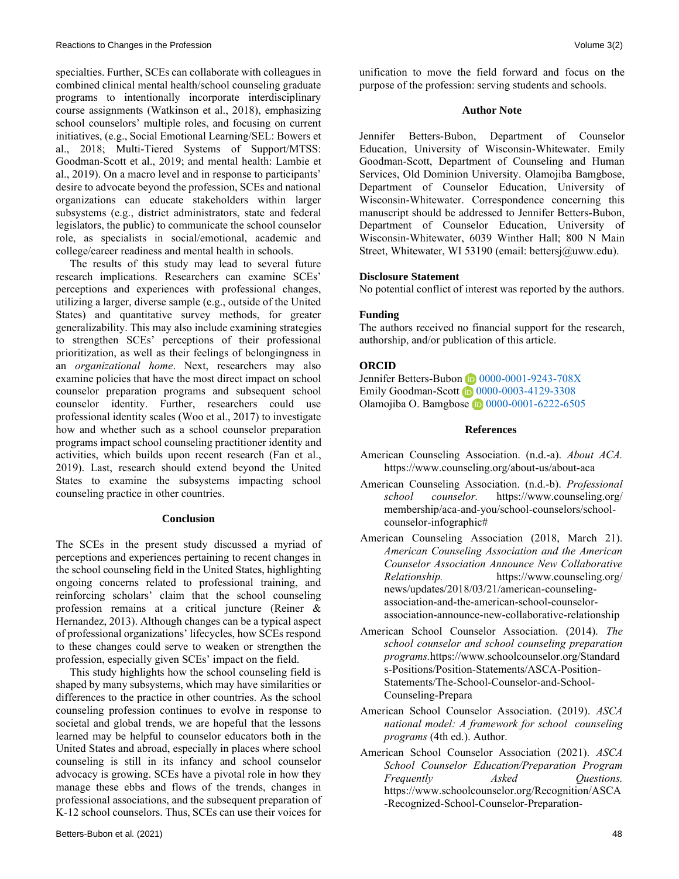specialties. Further, SCEs can collaborate with colleagues in combined clinical mental health/school counseling graduate programs to intentionally incorporate interdisciplinary course assignments (Watkinson et al., 2018), emphasizing school counselors' multiple roles, and focusing on current initiatives, (e.g., Social Emotional Learning/SEL: Bowers et al., 2018; Multi-Tiered Systems of Support/MTSS: Goodman-Scott et al., 2019; and mental health: Lambie et al., 2019). On a macro level and in response to participants' desire to advocate beyond the profession, SCEs and national organizations can educate stakeholders within larger subsystems (e.g., district administrators, state and federal legislators, the public) to communicate the school counselor role, as specialists in social/emotional, academic and college/career readiness and mental health in schools.

The results of this study may lead to several future research implications. Researchers can examine SCEs' perceptions and experiences with professional changes, utilizing a larger, diverse sample (e.g., outside of the United States) and quantitative survey methods, for greater generalizability. This may also include examining strategies to strengthen SCEs' perceptions of their professional prioritization, as well as their feelings of belongingness in an *organizational home*. Next, researchers may also examine policies that have the most direct impact on school counselor preparation programs and subsequent school counselor identity. Further, researchers could use professional identity scales (Woo et al., 2017) to investigate how and whether such as a school counselor preparation programs impact school counseling practitioner identity and activities, which builds upon recent research (Fan et al., 2019). Last, research should extend beyond the United States to examine the subsystems impacting school counseling practice in other countries.

## Conclusion

The SCEs in the present study discussed a myriad of perceptions and experiences pertaining to recent changes in the school counseling field in the United States, highlighting ongoing concerns related to professional training, and reinforcing scholars' claim that the school counseling profession remains at a critical juncture (Reiner & Hernandez, 2013). Although changes can be a typical aspect of professional organizations' lifecycles, how SCEs respond to these changes could serve to weaken or strengthen the profession, especially given SCEs' impact on the field.

This study highlights how the school counseling field is shaped by many subsystems, which may have similarities or differences to the practice in other countries. As the school counseling profession continues to evolve in response to societal and global trends, we are hopeful that the lessons learned may be helpful to counselor educators both in the United States and abroad, especially in places where school counseling is still in its infancy and school counselor advocacy is growing. SCEs have a pivotal role in how they manage these ebbs and flows of the trends, changes in professional associations, and the subsequent preparation of K-12 school counselors. Thus, SCEs can use their voices for unification to move the field forward and focus on the purpose of the profession: serving students and schools.

## Author Note

Jennifer Betters-Bubon, Department of Counselor Education, University of Wisconsin-Whitewater. Emily Goodman-Scott, Department of Counseling and Human Services, Old Dominion University. Olamojiba Bamgbose, Department of Counselor Education, University of Wisconsin-Whitewater. Correspondence concerning this manuscript should be addressed to Jennifer Betters-Bubon, Department of Counselor Education, University of Wisconsin-Whitewater, 6039 Winther Hall; 800 N Main Street, Whitewater, WI 53190 (email: bettersj@uww.edu).

**Disclosure Statement**
No potential conflict of interest was reported by the authors.

**Funding**
The authors received no financial support for the research, authorship, and/or publication of this article.

**ORCID**
Jennifer Betters-Bubon 0000-0001-9243-708X
Emily Goodman-Scott 0000-0003-4129-3308
Olamojiba O. Bamgbose 0000-0001-6222-6505

## References

American Counseling Association. (n.d.-a). *About ACA.* https://www.counseling.org/about-us/about-aca

American Counseling Association. (n.d.-b). *Professional school counselor.* https://www.counseling.org/membership/aca-and-you/school-counselors/school-counselor-infographic#

American Counseling Association (2018, March 21). *American Counseling Association and the American Counselor Association Announce New Collaborative Relationship.* https://www.counseling.org/news/updates/2018/03/21/american-counseling-association-and-the-american-school-counselor-association-announce-new-collaborative-relationship

American School Counselor Association. (2014). *The school counselor and school counseling preparation programs.* https://www.schoolcounselor.org/Standards-Positions/Position-Statements/ASCA-Position-Statements/The-School-Counselor-and-School-Counseling-Prepara

American School Counselor Association. (2019). *ASCA national model: A framework for school counseling programs* (4th ed.). Author.

American School Counselor Association (2021). *ASCA School Counselor Education/Preparation Program Frequently Asked Questions.* https://www.schoolcounselor.org/Recognition/ASCA-Recognized-School-Counselor-Preparation-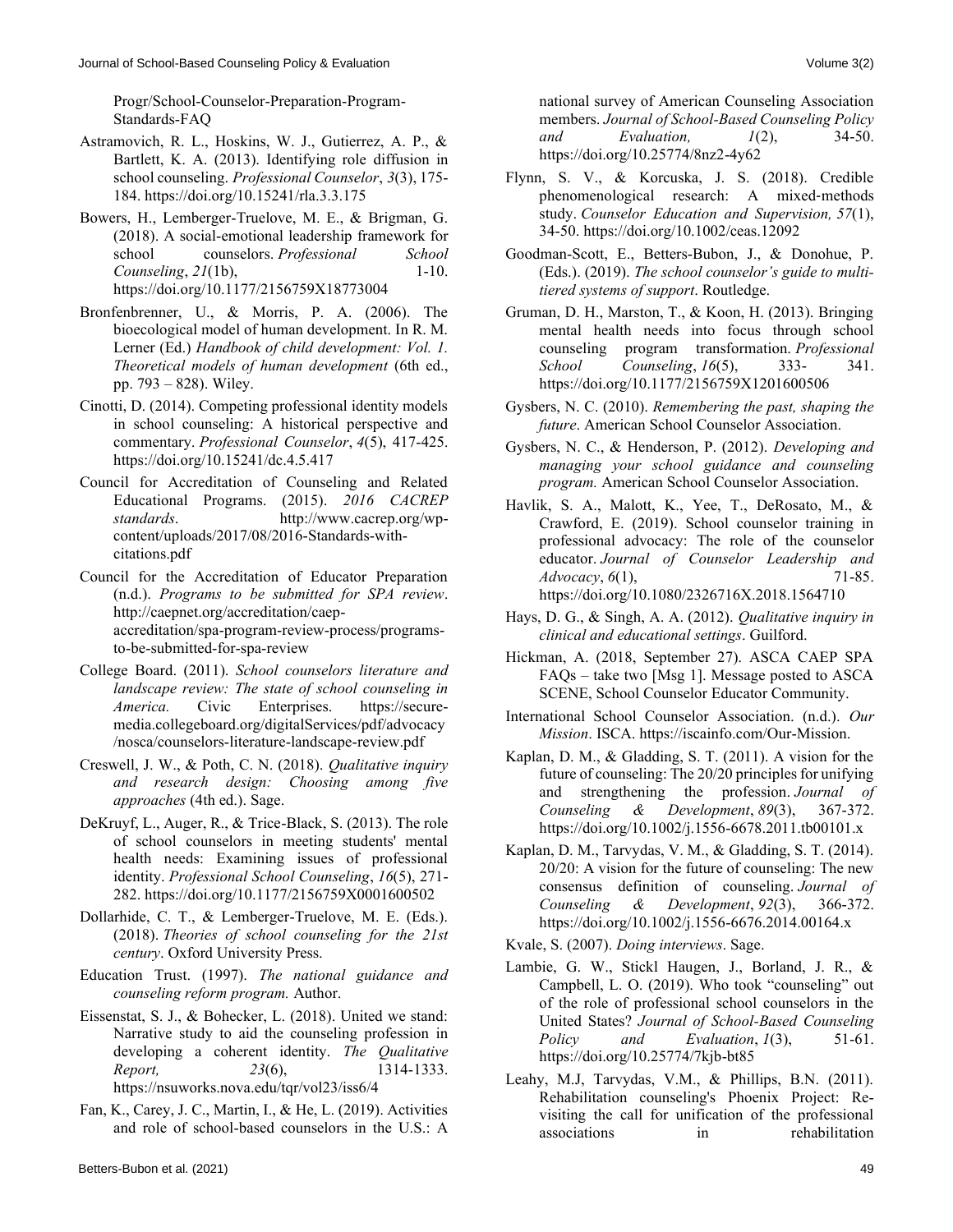Progr/School-Counselor-Preparation-Program-Standards-FAQ

Astramovich, R. L., Hoskins, W. J., Gutierrez, A. P., & Bartlett, K. A. (2013). Identifying role diffusion in school counseling. *Professional Counselor*, *3*(3), 175-184. https://doi.org/10.15241/rla.3.3.175

Bowers, H., Lemberger-Truelove, M. E., & Brigman, G. (2018). A social-emotional leadership framework for school counselors. *Professional School Counseling*, *21*(1b), 1-10. https://doi.org/10.1177/2156759X18773004

Bronfenbrenner, U., & Morris, P. A. (2006). The bioecological model of human development. In R. M. Lerner (Ed.) *Handbook of child development: Vol. 1. Theoretical models of human development* (6th ed., pp. 793 – 828). Wiley.

Cinotti, D. (2014). Competing professional identity models in school counseling: A historical perspective and commentary. *Professional Counselor*, *4*(5), 417-425. https://doi.org/10.15241/dc.4.5.417

Council for Accreditation of Counseling and Related Educational Programs. (2015). *2016 CACREP standards*. http://www.cacrep.org/wp-content/uploads/2017/08/2016-Standards-with-citations.pdf

Council for the Accreditation of Educator Preparation (n.d.). *Programs to be submitted for SPA review*. http://caepnet.org/accreditation/caep-accreditation/spa-program-review-process/programs-to-be-submitted-for-spa-review

College Board. (2011). *School counselors literature and landscape review: The state of school counseling in America.* Civic Enterprises. https://secure-media.collegeboard.org/digitalServices/pdf/advocacy/nosca/counselors-literature-landscape-review.pdf

Creswell, J. W., & Poth, C. N. (2018). *Qualitative inquiry and research design: Choosing among five approaches* (4th ed.). Sage.

DeKruyf, L., Auger, R., & Trice-Black, S. (2013). The role of school counselors in meeting students' mental health needs: Examining issues of professional identity. *Professional School Counseling*, *16*(5), 271-282. https://doi.org/10.1177/2156759X0001600502

Dollarhide, C. T., & Lemberger-Truelove, M. E. (Eds.). (2018). *Theories of school counseling for the 21st century*. Oxford University Press.

Education Trust. (1997). *The national guidance and counseling reform program.* Author.

Eissenstat, S. J., & Bohecker, L. (2018). United we stand: Narrative study to aid the counseling profession in developing a coherent identity. *The Qualitative Report, 23*(6), 1314-1333. https://nsuworks.nova.edu/tqr/vol23/iss6/4

Fan, K., Carey, J. C., Martin, I., & He, L. (2019). Activities and role of school-based counselors in the U.S.: A national survey of American Counseling Association members. *Journal of School-Based Counseling Policy and Evaluation, 1*(2), 34-50. https://doi.org/10.25774/8nz2-4y62

Flynn, S. V., & Korcuska, J. S. (2018). Credible phenomenological research: A mixed-methods study. *Counselor Education and Supervision, 57*(1), 34-50. https://doi.org/10.1002/ceas.12092

Goodman-Scott, E., Betters-Bubon, J., & Donohue, P. (Eds.). (2019). *The school counselor's guide to multi-tiered systems of support*. Routledge.

Gruman, D. H., Marston, T., & Koon, H. (2013). Bringing mental health needs into focus through school counseling program transformation. *Professional School Counseling*, *16*(5), 333- 341. https://doi.org/10.1177/2156759X1201600506

Gysbers, N. C. (2010). *Remembering the past, shaping the future*. American School Counselor Association.

Gysbers, N. C., & Henderson, P. (2012). *Developing and managing your school guidance and counseling program.* American School Counselor Association.

Havlik, S. A., Malott, K., Yee, T., DeRosato, M., & Crawford, E. (2019). School counselor training in professional advocacy: The role of the counselor educator. *Journal of Counselor Leadership and Advocacy*, *6*(1), 71-85. https://doi.org/10.1080/2326716X.2018.1564710

Hays, D. G., & Singh, A. A. (2012). *Qualitative inquiry in clinical and educational settings*. Guilford.

Hickman, A. (2018, September 27). ASCA CAEP SPA FAQs – take two [Msg 1]. Message posted to ASCA SCENE, School Counselor Educator Community.

International School Counselor Association. (n.d.). *Our Mission*. ISCA. https://iscainfo.com/Our-Mission.

Kaplan, D. M., & Gladding, S. T. (2011). A vision for the future of counseling: The 20/20 principles for unifying and strengthening the profession. *Journal of Counseling & Development*, *89*(3), 367-372. https://doi.org/10.1002/j.1556-6678.2011.tb00101.x

Kaplan, D. M., Tarvydas, V. M., & Gladding, S. T. (2014). 20/20: A vision for the future of counseling: The new consensus definition of counseling. *Journal of Counseling & Development*, *92*(3), 366-372. https://doi.org/10.1002/j.1556-6676.2014.00164.x

Kvale, S. (2007). *Doing interviews*. Sage.

Lambie, G. W., Stickl Haugen, J., Borland, J. R., & Campbell, L. O. (2019). Who took "counseling" out of the role of professional school counselors in the United States? *Journal of School-Based Counseling Policy and Evaluation*, *1*(3), 51-61. https://doi.org/10.25774/7kjb-bt85

Leahy, M.J, Tarvydas, V.M., & Phillips, B.N. (2011). Rehabilitation counseling's Phoenix Project: Re-visiting the call for unification of the professional associations in rehabilitation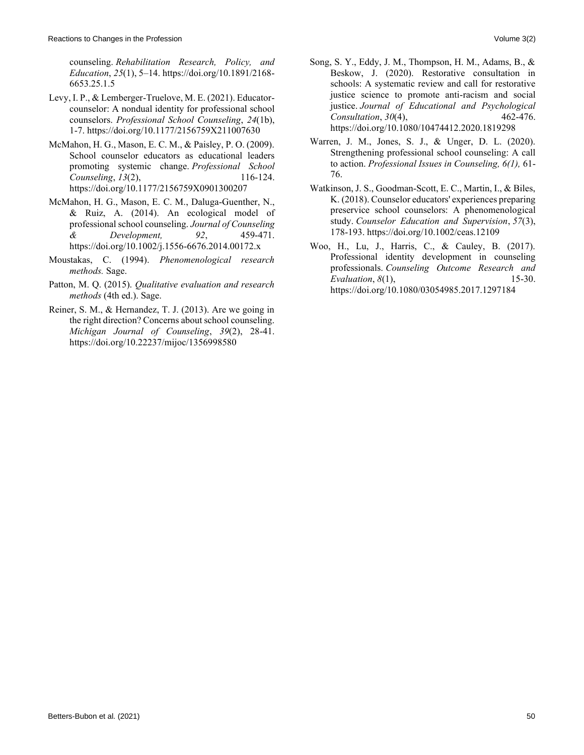counseling. *Rehabilitation Research, Policy, and Education*, *25*(1), 5–14. https://doi.org/10.1891/2168-6653.25.1.5

Levy, I. P., & Lemberger-Truelove, M. E. (2021). Educator-counselor: A nondual identity for professional school counselors. *Professional School Counseling*, *24*(1b), 1-7. https://doi.org/10.1177/2156759X211007630

McMahon, H. G., Mason, E. C. M., & Paisley, P. O. (2009). School counselor educators as educational leaders promoting systemic change. *Professional School Counseling*, *13*(2), 116-124. https://doi.org/10.1177/2156759X0901300207

McMahon, H. G., Mason, E. C. M., Daluga-Guenther, N., & Ruiz, A. (2014). An ecological model of professional school counseling. *Journal of Counseling & Development, 92*, 459-471. https://doi.org/10.1002/j.1556-6676.2014.00172.x

Moustakas, C. (1994). *Phenomenological research methods.* Sage.

Patton, M. Q. (2015). *Qualitative evaluation and research methods* (4th ed.). Sage.

Reiner, S. M., & Hernandez, T. J. (2013). Are we going in the right direction? Concerns about school counseling. *Michigan Journal of Counseling*, *39*(2), 28-41. https://doi.org/10.22237/mijoc/1356998580

Song, S. Y., Eddy, J. M., Thompson, H. M., Adams, B., & Beskow, J. (2020). Restorative consultation in schools: A systematic review and call for restorative justice science to promote anti-racism and social justice. *Journal of Educational and Psychological Consultation*, *30*(4), 462-476. https://doi.org/10.1080/10474412.2020.1819298

Warren, J. M., Jones, S. J., & Unger, D. L. (2020). Strengthening professional school counseling: A call to action. *Professional Issues in Counseling, 6(1),* 61-76.

Watkinson, J. S., Goodman-Scott, E. C., Martin, I., & Biles, K. (2018). Counselor educators' experiences preparing preservice school counselors: A phenomenological study. *Counselor Education and Supervision*, *57*(3), 178-193. https://doi.org/10.1002/ceas.12109

Woo, H., Lu, J., Harris, C., & Cauley, B. (2017). Professional identity development in counseling professionals. *Counseling Outcome Research and Evaluation*, *8*(1), 15-30. https://doi.org/10.1080/03054985.2017.1297184